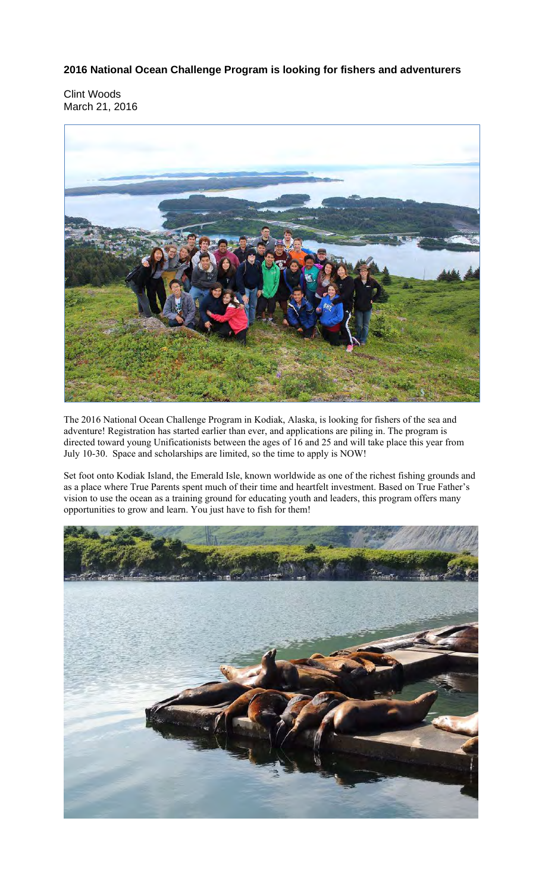**2016 National Ocean Challenge Program is looking for fishers and adventurers**

Clint Woods
March 21, 2016

The 2016 National Ocean Challenge Program in Kodiak, Alaska, is looking for fishers of the sea and adventure! Registration has started earlier than ever, and applications are piling in. The program is directed toward young Unificationists between the ages of 16 and 25 and will take place this year from July 10-30. Space and scholarships are limited, so the time to apply is NOW!

Set foot onto Kodiak Island, the Emerald Isle, known worldwide as one of the richest fishing grounds and as a place where True Parents spent much of their time and heartfelt investment. Based on True Father's vision to use the ocean as a training ground for educating youth and leaders, this program offers many opportunities to grow and learn. You just have to fish for them!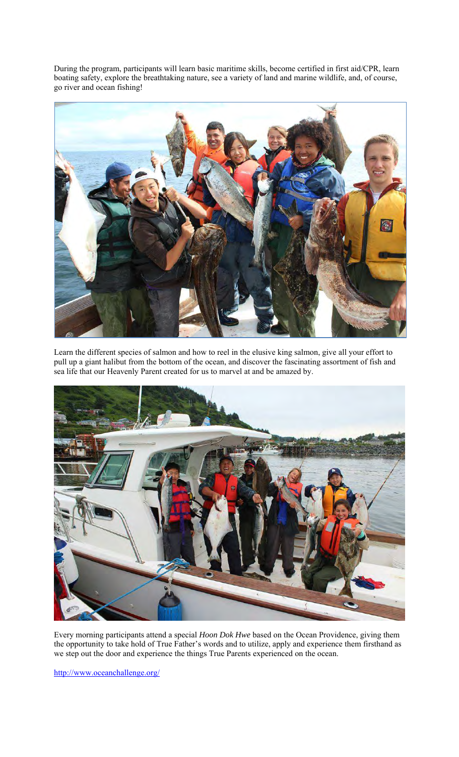During the program, participants will learn basic maritime skills, become certified in first aid/CPR, learn boating safety, explore the breathtaking nature, see a variety of land and marine wildlife, and, of course, go river and ocean fishing!

Learn the different species of salmon and how to reel in the elusive king salmon, give all your effort to pull up a giant halibut from the bottom of the ocean, and discover the fascinating assortment of fish and sea life that our Heavenly Parent created for us to marvel at and be amazed by.

Every morning participants attend a special *Hoon Dok Hwe* based on the Ocean Providence, giving them the opportunity to take hold of True Father's words and to utilize, apply and experience them firsthand as we step out the door and experience the things True Parents experienced on the ocean.

http://www.oceanchallenge.org/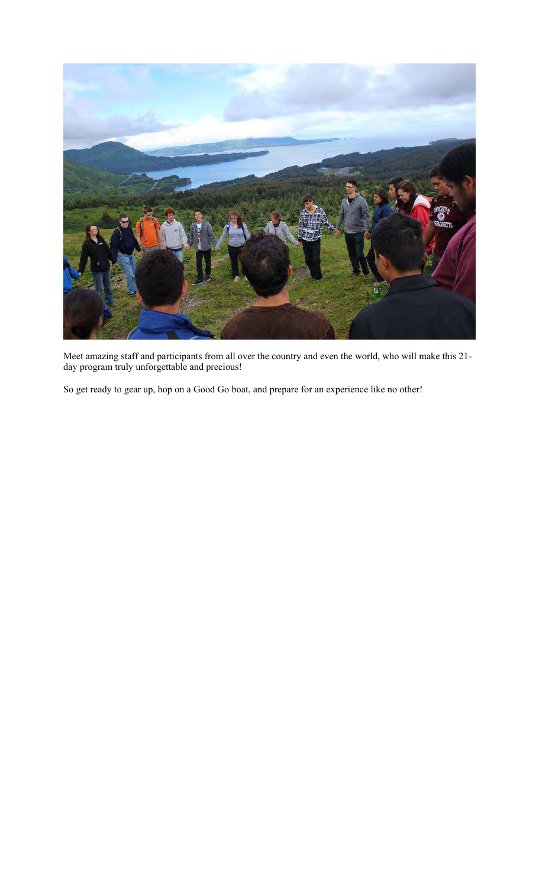Meet amazing staff and participants from all over the country and even the world, who will make this 21-day program truly unforgettable and precious!

So get ready to gear up, hop on a Good Go boat, and prepare for an experience like no other!